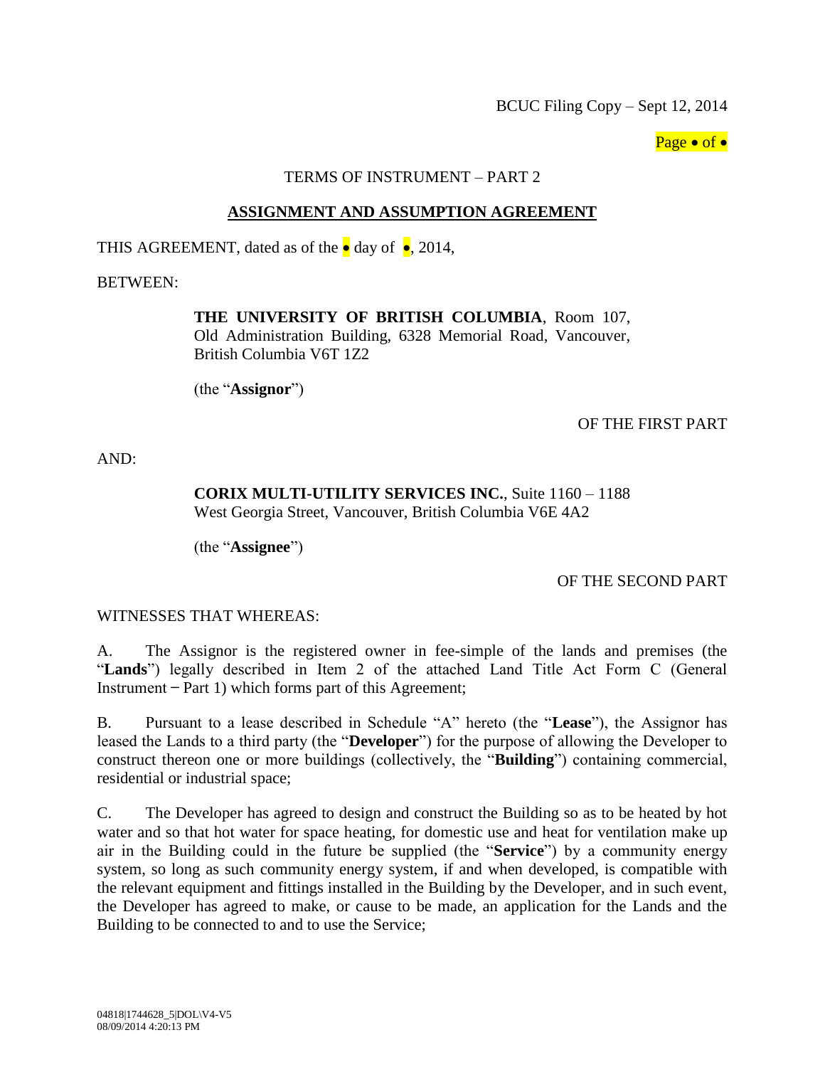BCUC Filing Copy – Sept 12, 2014

TERMS OF INSTRUMENT – PART 2

## ASSIGNMENT AND ASSUMPTION AGREEMENT

THIS AGREEMENT, dated as of the • day of •, 2014,

BETWEEN:

> **THE UNIVERSITY OF BRITISH COLUMBIA**, Room 107, Old Administration Building, 6328 Memorial Road, Vancouver, British Columbia V6T 1Z2
>
> (the "**Assignor**")

OF THE FIRST PART

AND:

> **CORIX MULTI-UTILITY SERVICES INC.**, Suite 1160 – 1188 West Georgia Street, Vancouver, British Columbia V6E 4A2
>
> (the "**Assignee**")

OF THE SECOND PART

WITNESSES THAT WHEREAS:

A. The Assignor is the registered owner in fee-simple of the lands and premises (the "**Lands**") legally described in Item 2 of the attached Land Title Act Form C (General Instrument – Part 1) which forms part of this Agreement;

B. Pursuant to a lease described in Schedule "A" hereto (the "**Lease**"), the Assignor has leased the Lands to a third party (the "**Developer**") for the purpose of allowing the Developer to construct thereon one or more buildings (collectively, the "**Building**") containing commercial, residential or industrial space;

C. The Developer has agreed to design and construct the Building so as to be heated by hot water and so that hot water for space heating, for domestic use and heat for ventilation make up air in the Building could in the future be supplied (the "**Service**") by a community energy system, so long as such community energy system, if and when developed, is compatible with the relevant equipment and fittings installed in the Building by the Developer, and in such event, the Developer has agreed to make, or cause to be made, an application for the Lands and the Building to be connected to and to use the Service;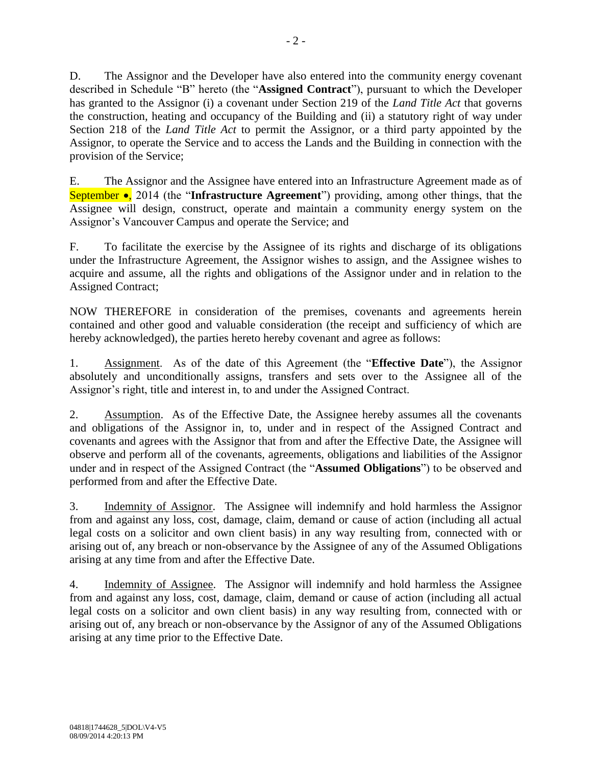D. The Assignor and the Developer have also entered into the community energy covenant described in Schedule "B" hereto (the "**Assigned Contract**"), pursuant to which the Developer has granted to the Assignor (i) a covenant under Section 219 of the *Land Title Act* that governs the construction, heating and occupancy of the Building and (ii) a statutory right of way under Section 218 of the *Land Title Act* to permit the Assignor, or a third party appointed by the Assignor, to operate the Service and to access the Lands and the Building in connection with the provision of the Service;

E. The Assignor and the Assignee have entered into an Infrastructure Agreement made as of September •, 2014 (the "**Infrastructure Agreement**") providing, among other things, that the Assignee will design, construct, operate and maintain a community energy system on the Assignor's Vancouver Campus and operate the Service; and

F. To facilitate the exercise by the Assignee of its rights and discharge of its obligations under the Infrastructure Agreement, the Assignor wishes to assign, and the Assignee wishes to acquire and assume, all the rights and obligations of the Assignor under and in relation to the Assigned Contract;

NOW THEREFORE in consideration of the premises, covenants and agreements herein contained and other good and valuable consideration (the receipt and sufficiency of which are hereby acknowledged), the parties hereto hereby covenant and agree as follows:

1. Assignment. As of the date of this Agreement (the "**Effective Date**"), the Assignor absolutely and unconditionally assigns, transfers and sets over to the Assignee all of the Assignor's right, title and interest in, to and under the Assigned Contract.

2. Assumption. As of the Effective Date, the Assignee hereby assumes all the covenants and obligations of the Assignor in, to, under and in respect of the Assigned Contract and covenants and agrees with the Assignor that from and after the Effective Date, the Assignee will observe and perform all of the covenants, agreements, obligations and liabilities of the Assignor under and in respect of the Assigned Contract (the "**Assumed Obligations**") to be observed and performed from and after the Effective Date.

3. Indemnity of Assignor. The Assignee will indemnify and hold harmless the Assignor from and against any loss, cost, damage, claim, demand or cause of action (including all actual legal costs on a solicitor and own client basis) in any way resulting from, connected with or arising out of, any breach or non-observance by the Assignee of any of the Assumed Obligations arising at any time from and after the Effective Date.

4. Indemnity of Assignee. The Assignor will indemnify and hold harmless the Assignee from and against any loss, cost, damage, claim, demand or cause of action (including all actual legal costs on a solicitor and own client basis) in any way resulting from, connected with or arising out of, any breach or non-observance by the Assignor of any of the Assumed Obligations arising at any time prior to the Effective Date.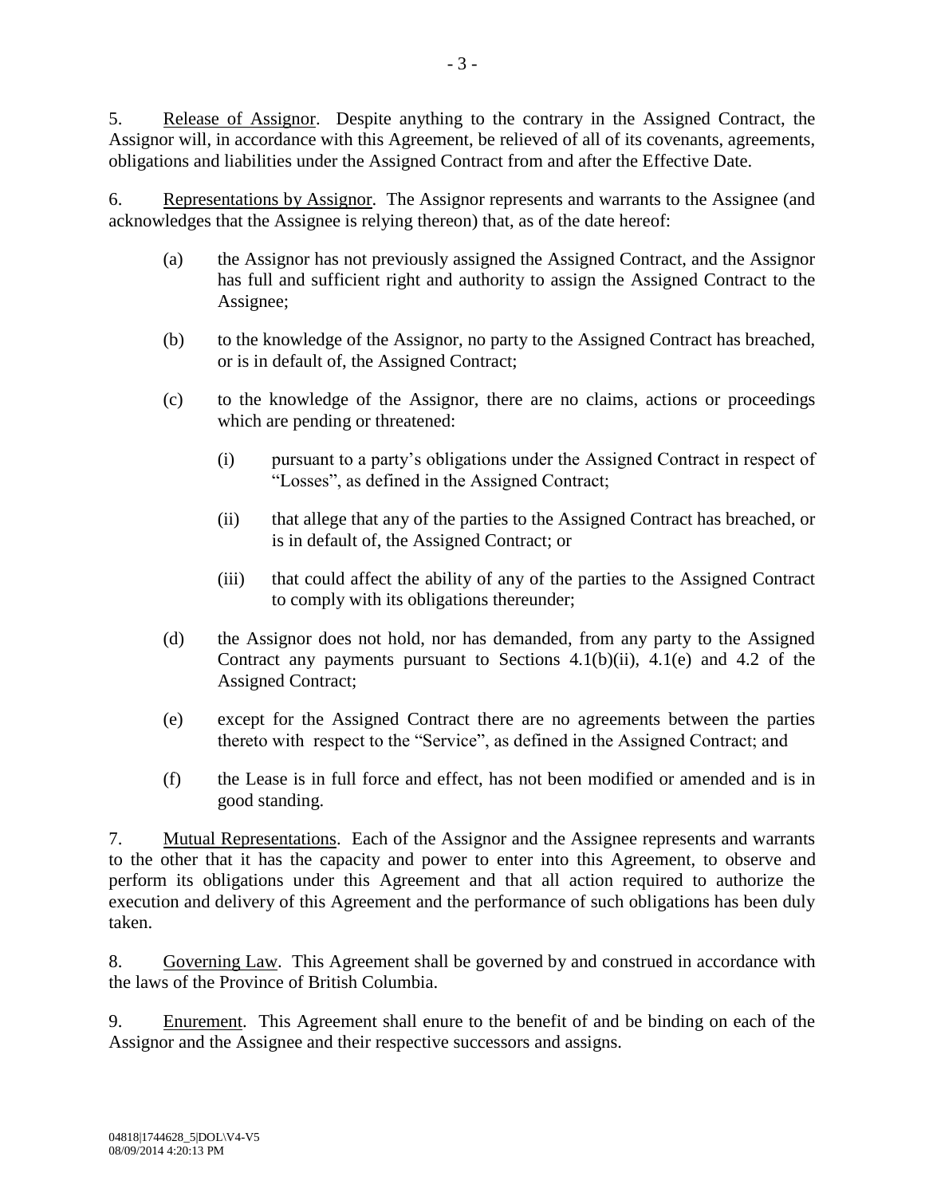5. Release of Assignor. Despite anything to the contrary in the Assigned Contract, the Assignor will, in accordance with this Agreement, be relieved of all of its covenants, agreements, obligations and liabilities under the Assigned Contract from and after the Effective Date.

6. Representations by Assignor. The Assignor represents and warrants to the Assignee (and acknowledges that the Assignee is relying thereon) that, as of the date hereof:

(a) the Assignor has not previously assigned the Assigned Contract, and the Assignor has full and sufficient right and authority to assign the Assigned Contract to the Assignee;

(b) to the knowledge of the Assignor, no party to the Assigned Contract has breached, or is in default of, the Assigned Contract;

(c) to the knowledge of the Assignor, there are no claims, actions or proceedings which are pending or threatened:

(i) pursuant to a party's obligations under the Assigned Contract in respect of "Losses", as defined in the Assigned Contract;

(ii) that allege that any of the parties to the Assigned Contract has breached, or is in default of, the Assigned Contract; or

(iii) that could affect the ability of any of the parties to the Assigned Contract to comply with its obligations thereunder;

(d) the Assignor does not hold, nor has demanded, from any party to the Assigned Contract any payments pursuant to Sections 4.1(b)(ii), 4.1(e) and 4.2 of the Assigned Contract;

(e) except for the Assigned Contract there are no agreements between the parties thereto with respect to the "Service", as defined in the Assigned Contract; and

(f) the Lease is in full force and effect, has not been modified or amended and is in good standing.

7. Mutual Representations. Each of the Assignor and the Assignee represents and warrants to the other that it has the capacity and power to enter into this Agreement, to observe and perform its obligations under this Agreement and that all action required to authorize the execution and delivery of this Agreement and the performance of such obligations has been duly taken.

8. Governing Law. This Agreement shall be governed by and construed in accordance with the laws of the Province of British Columbia.

9. Enurement. This Agreement shall enure to the benefit of and be binding on each of the Assignor and the Assignee and their respective successors and assigns.

04818|1744628_5|DOL\V4-V5
08/09/2014 4:20:13 PM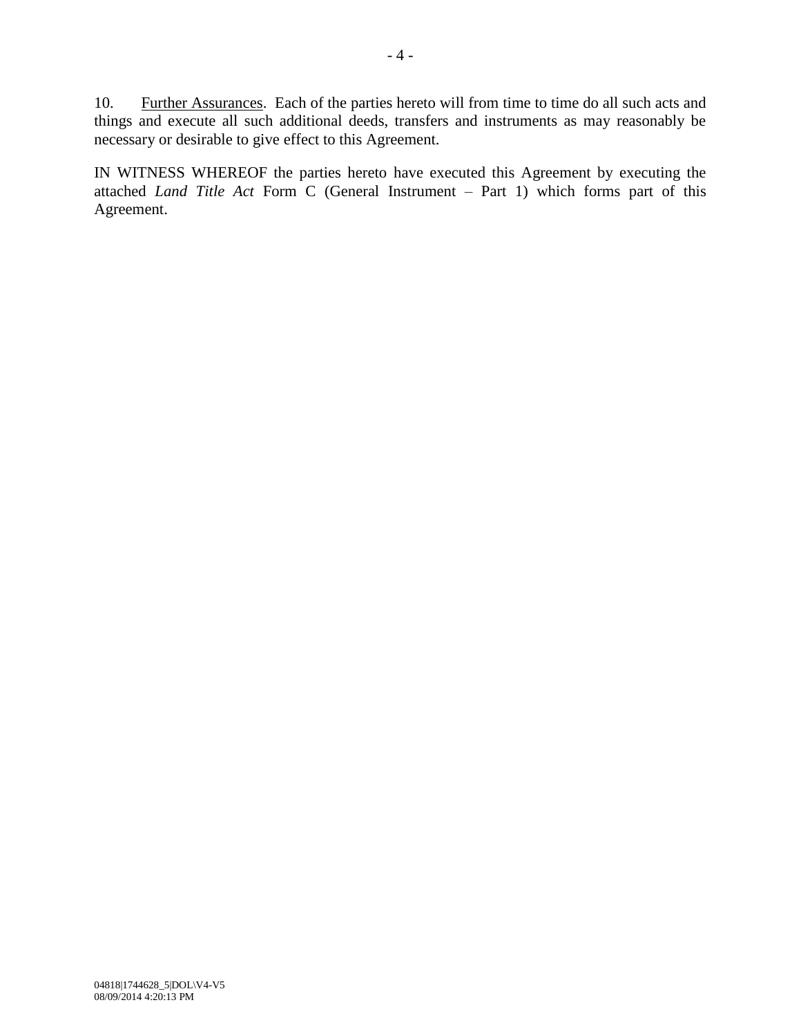10. Further Assurances. Each of the parties hereto will from time to time do all such acts and things and execute all such additional deeds, transfers and instruments as may reasonably be necessary or desirable to give effect to this Agreement.

IN WITNESS WHEREOF the parties hereto have executed this Agreement by executing the attached *Land Title Act* Form C (General Instrument – Part 1) which forms part of this Agreement.

04818|1744628_5|DOL\V4-V5
08/09/2014 4:20:13 PM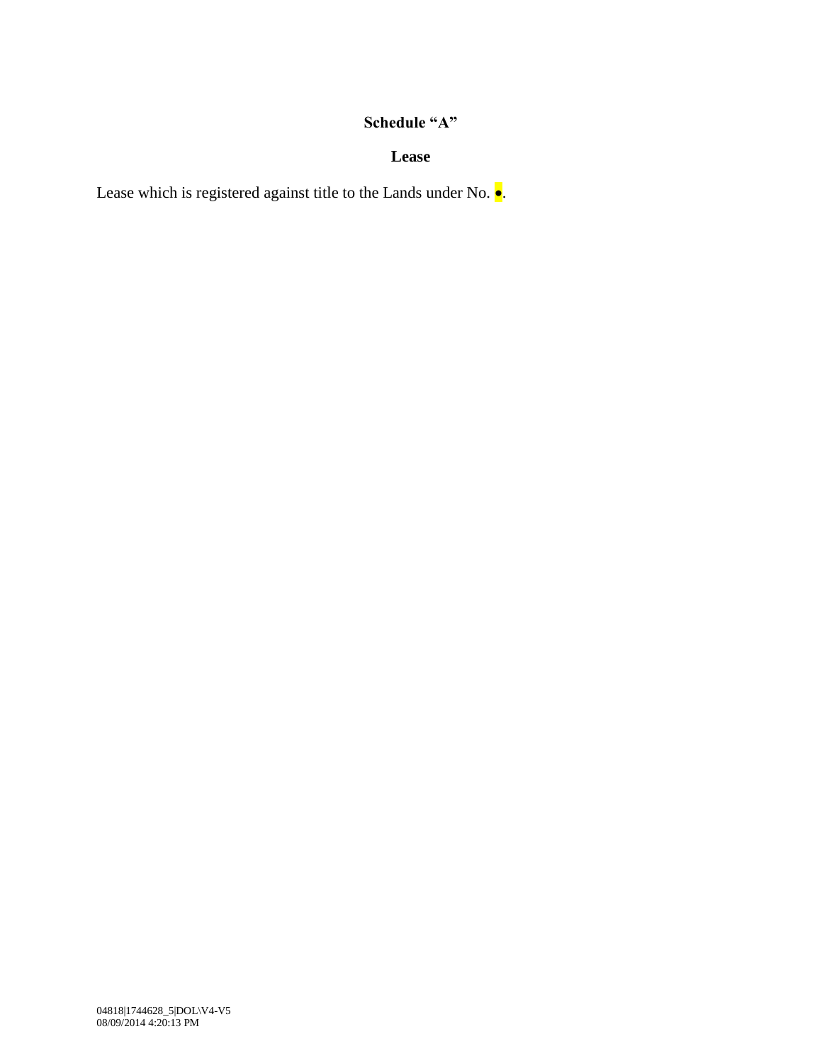# Schedule "A"

## Lease

Lease which is registered against title to the Lands under No. •.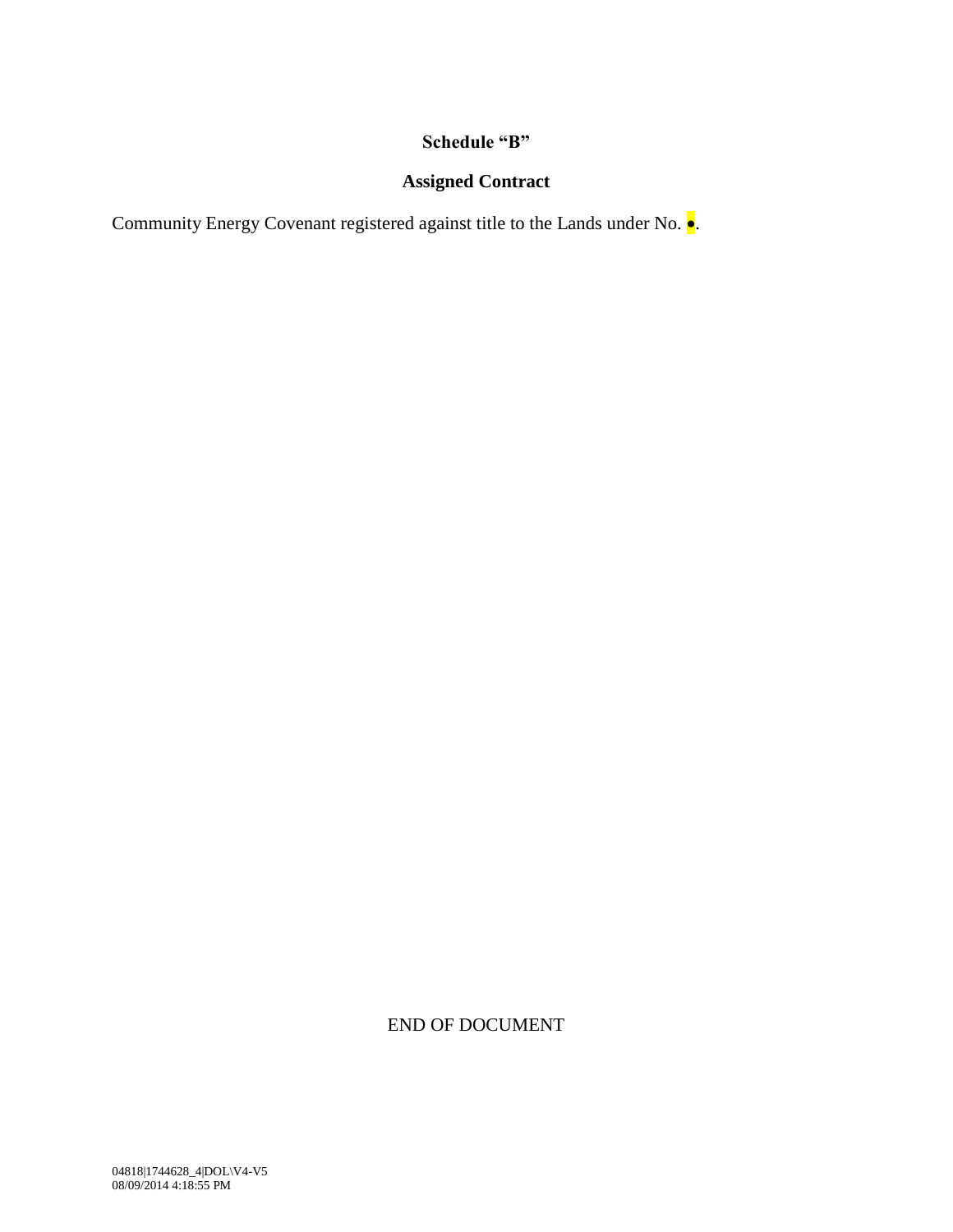# Schedule "B"

## Assigned Contract

Community Energy Covenant registered against title to the Lands under No. •.

END OF DOCUMENT